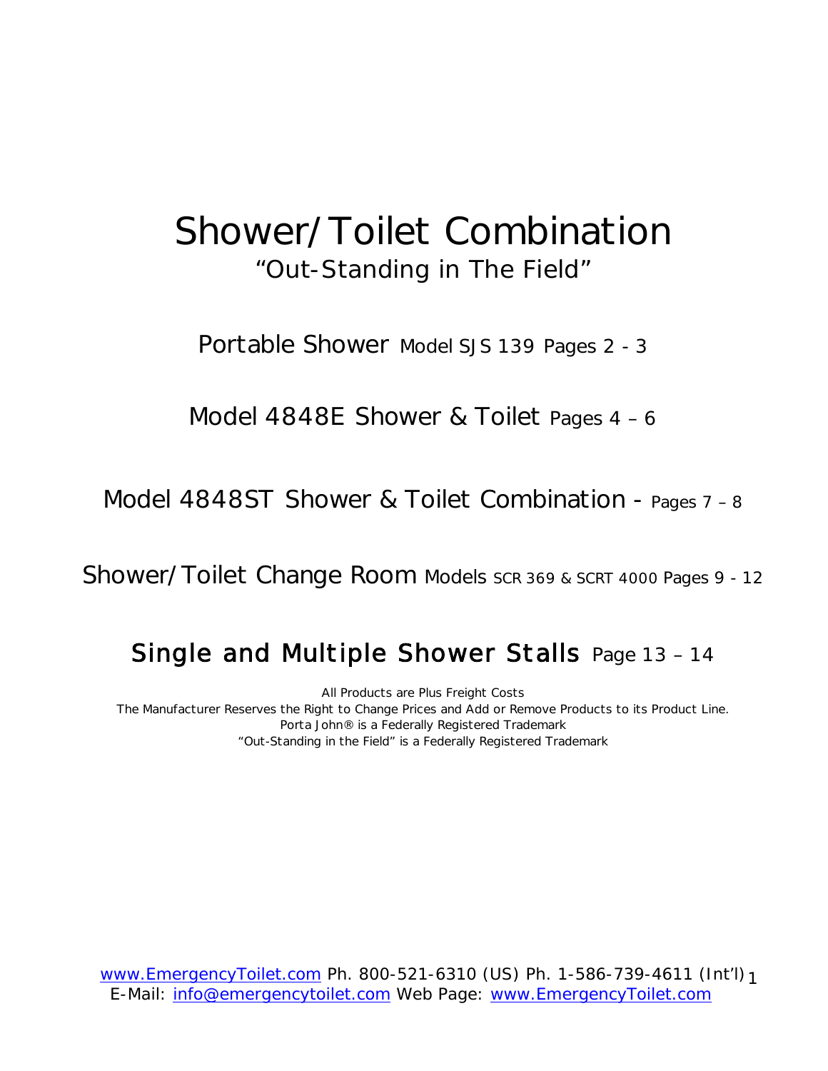# Shower/Toilet Combination

## "Out-Standing in The Field"

Portable Shower Model SJS 139 Pages 2 - 3

Model 4848E Shower & Toilet Pages 4 – 6

Model 4848ST Shower & Toilet Combination - Pages 7 – 8

Shower/Toilet Change Room Models SCR 369 & SCRT 4000 Pages 9 - 12

Single and Multiple Shower Stalls Page 13 – 14

All Products are Plus Freight Costs

The Manufacturer Reserves the Right to Change Prices and Add or Remove Products to its Product Line.

Porta John® is a Federally Registered Trademark

"Out-Standing in the Field" is a Federally Registered Trademark

www.EmergencyToilet.com Ph. 800-521-6310 (US) Ph. 1-586-739-4611 (Int'l)
E-Mail: info@emergencytoilet.com Web Page: www.EmergencyToilet.com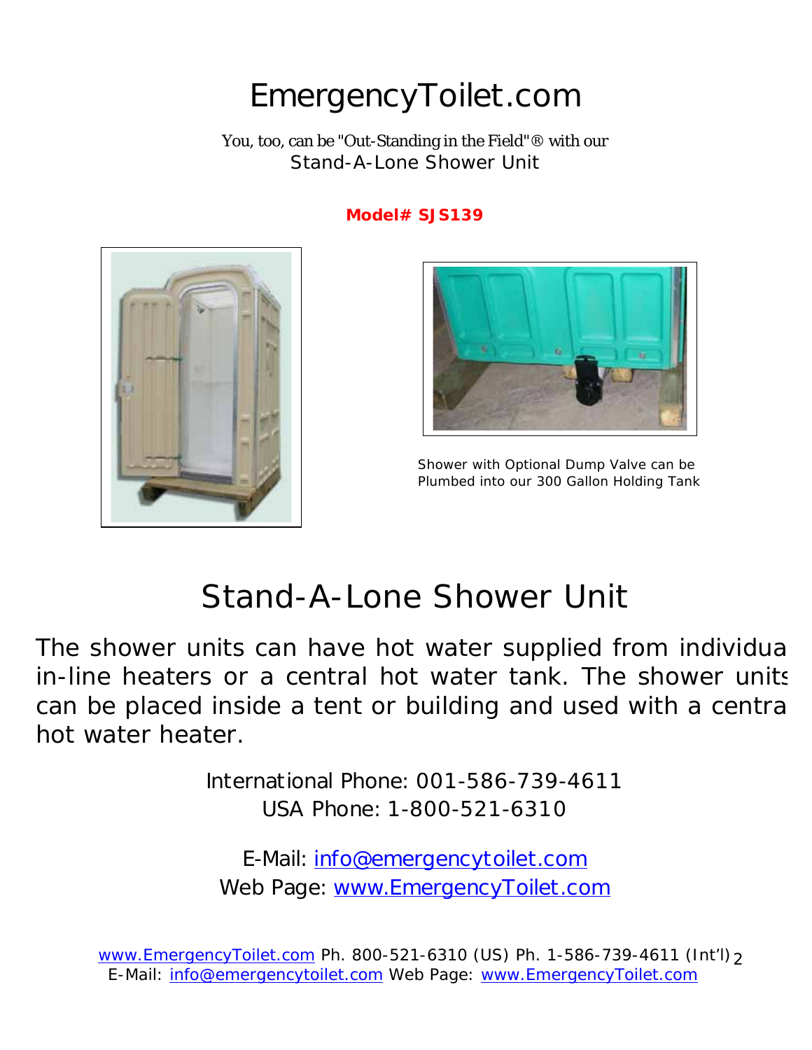# EmergencyToilet.com

You, too, can be "Out-Standing in the Field"® with our
Stand-A-Lone Shower Unit

**Model# SJS139**

Shower with Optional Dump Valve can be Plumbed into our 300 Gallon Holding Tank

## Stand-A-Lone Shower Unit

The shower units can have hot water supplied from individual in-line heaters or a central hot water tank. The shower units can be placed inside a tent or building and used with a central hot water heater.

International Phone: 001-586-739-4611
USA Phone: 1-800-521-6310

E-Mail: info@emergencytoilet.com
Web Page: www.EmergencyToilet.com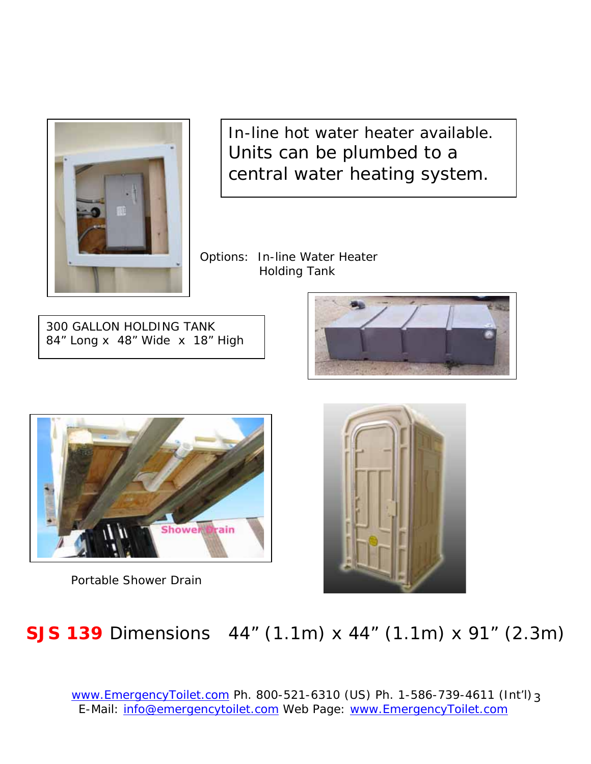In-line hot water heater available. Units can be plumbed to a central water heating system.

Options: In-line Water Heater
Holding Tank

300 GALLON HOLDING TANK
84" Long x 48" Wide x 18" High

Portable Shower Drain

**SJS 139** Dimensions 44" (1.1m) x 44" (1.1m) x 91" (2.3m)

www.EmergencyToilet.com Ph. 800-521-6310 (US) Ph. 1-586-739-4611 (Int'l)
E-Mail: info@emergencytoilet.com Web Page: www.EmergencyToilet.com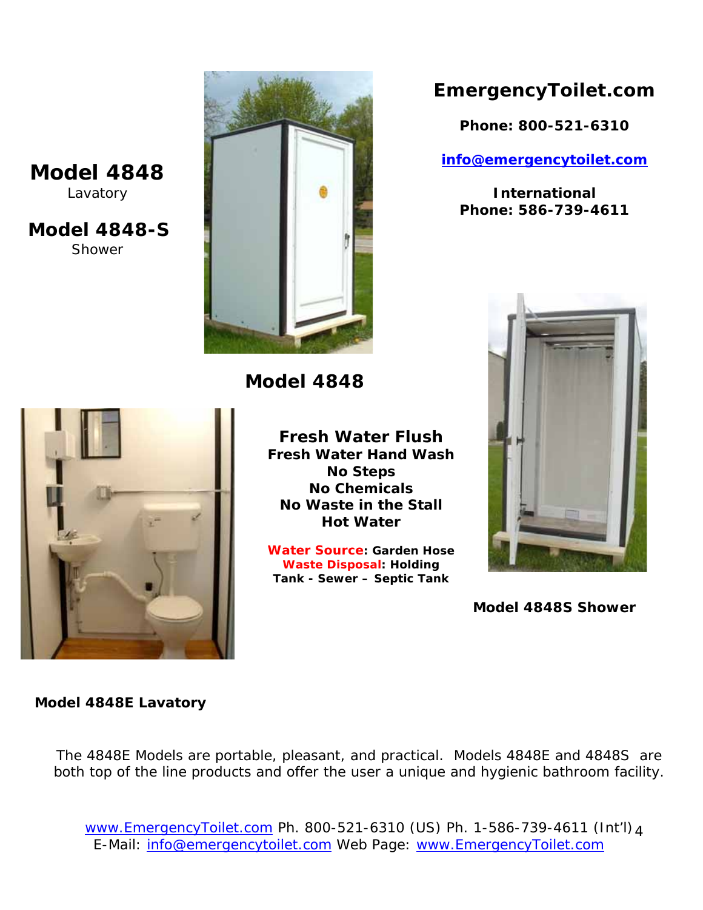**Model 4848**
Lavatory

**Model 4848-S**
Shower

## EmergencyToilet.com

**Phone: 800-521-6310**

**info@emergencytoilet.com**

**International**
**Phone: 586-739-4611**

## Model 4848

**Fresh Water Flush**
**Fresh Water Hand Wash**
**No Steps**
**No Chemicals**
**No Waste in the Stall**
**Hot Water**

**Water Source: Garden Hose**
**Waste Disposal: Holding Tank - Sewer – Septic Tank**

**Model 4848S Shower**

**Model 4848E Lavatory**

The 4848E Models are portable, pleasant, and practical. Models 4848E and 4848S are both top of the line products and offer the user a unique and hygienic bathroom facility.

www.EmergencyToilet.com Ph. 800-521-6310 (US) Ph. 1-586-739-4611 (Int'l)
E-Mail: info@emergencytoilet.com Web Page: www.EmergencyToilet.com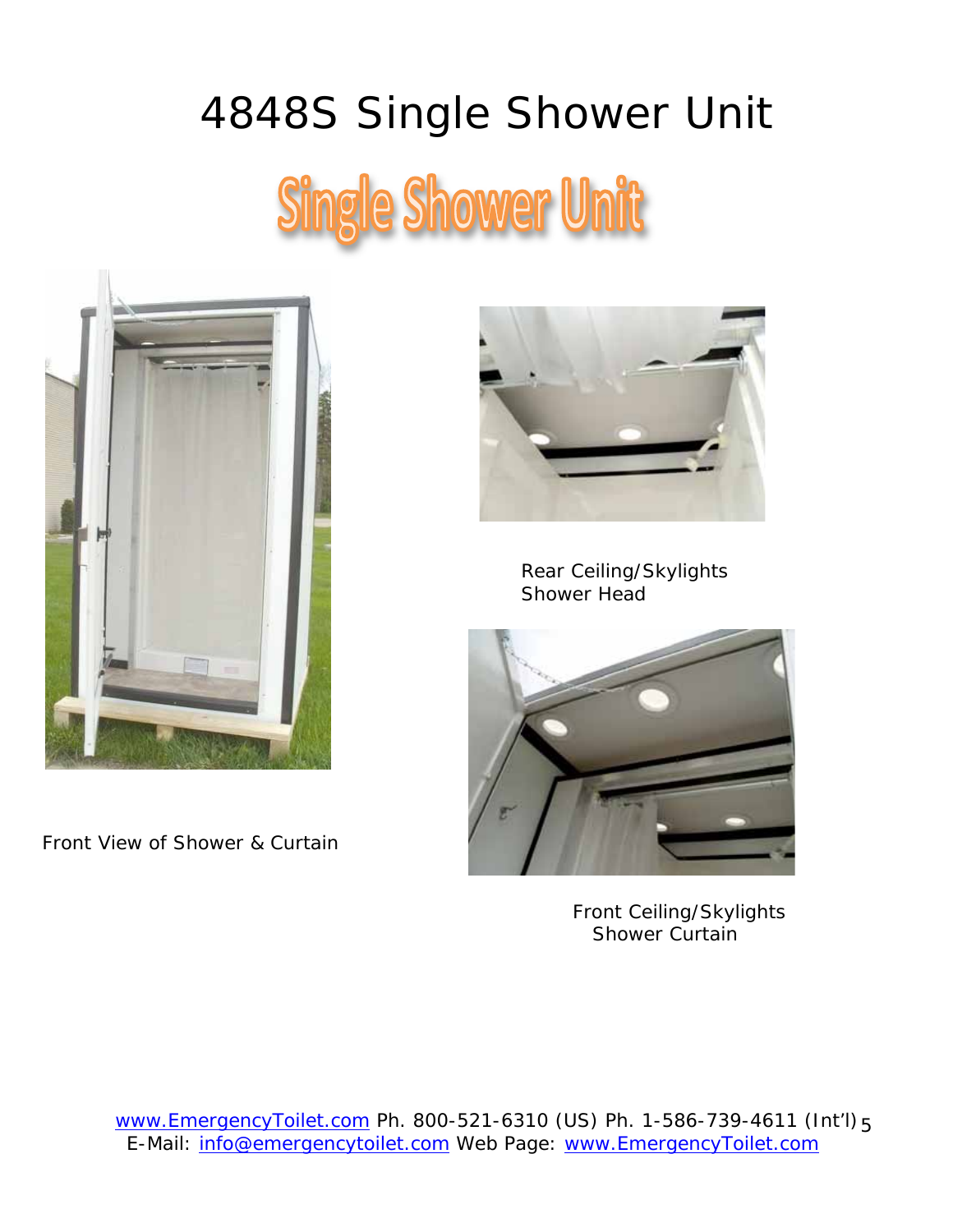# 4848S Single Shower Unit

## Single Shower Unit

Rear Ceiling/Skylights
Shower Head

Front View of Shower & Curtain

Front Ceiling/Skylights
Shower Curtain

www.EmergencyToilet.com Ph. 800-521-6310 (US) Ph. 1-586-739-4611 (Int'l)
E-Mail: info@emergencytoilet.com Web Page: www.EmergencyToilet.com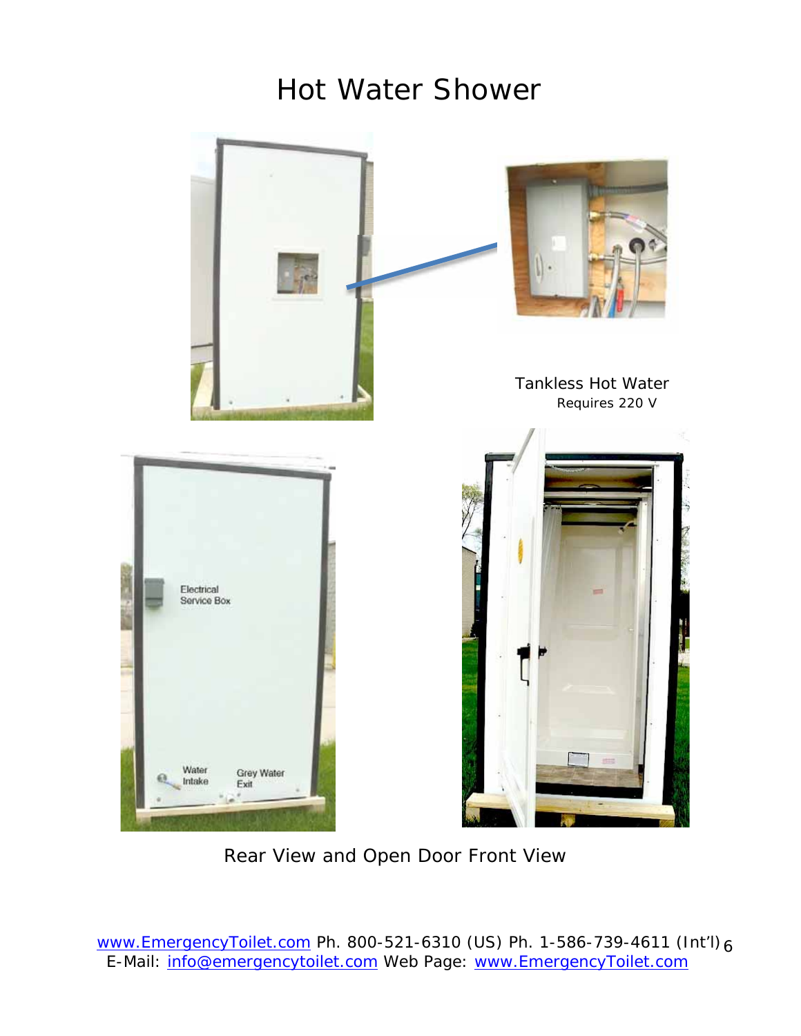# Hot Water Shower

Tankless Hot Water
Requires 220 V

Electrical Service Box

Water Intake

Grey Water Exit

Rear View and Open Door Front View

www.EmergencyToilet.com Ph. 800-521-6310 (US) Ph. 1-586-739-4611 (Int'l)
E-Mail: info@emergencytoilet.com Web Page: www.EmergencyToilet.com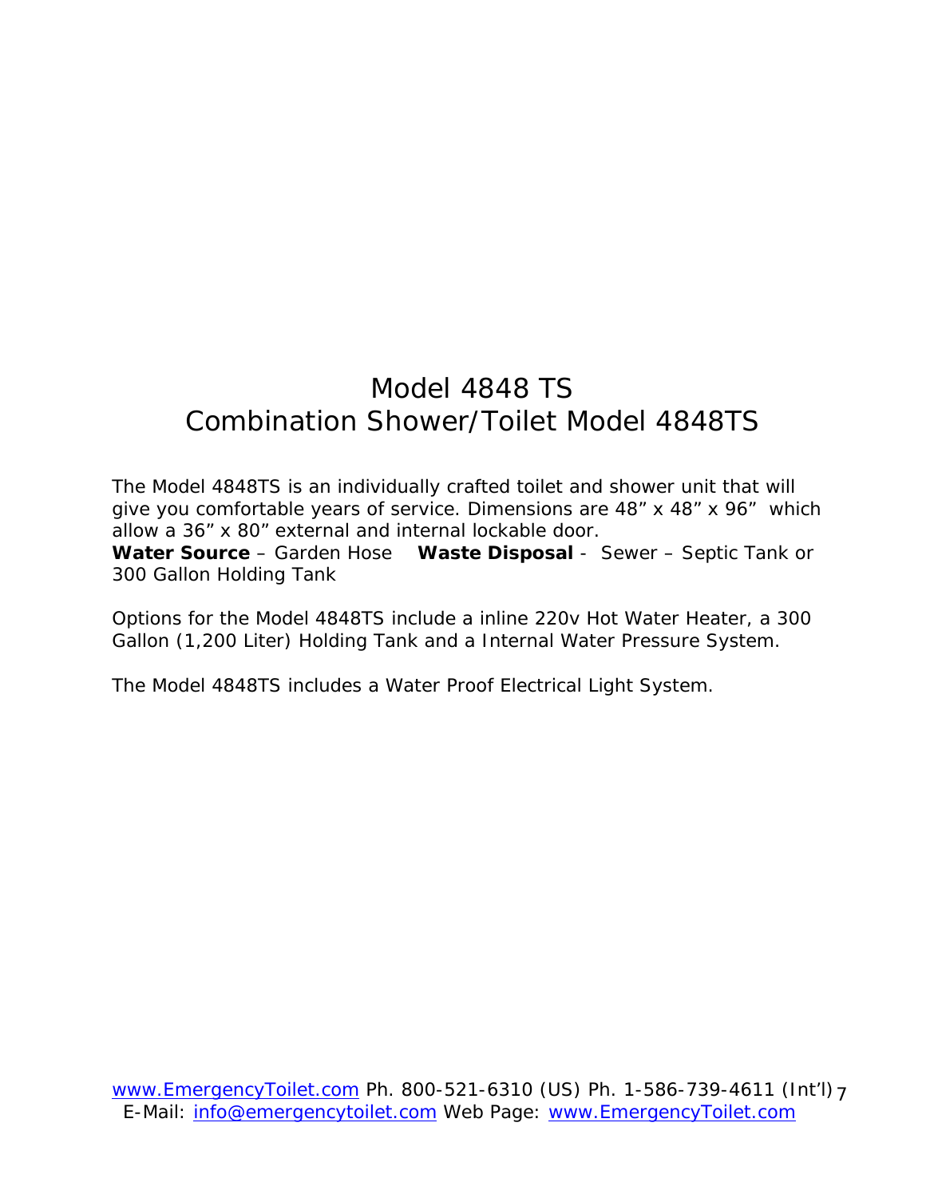# Model 4848 TS
# Combination Shower/Toilet Model 4848TS

The Model 4848TS is an individually crafted toilet and shower unit that will give you comfortable years of service. Dimensions are 48” x 48” x 96” which allow a 36” x 80” external and internal lockable door.
**Water Source** – Garden Hose **Waste Disposal** - Sewer – Septic Tank or 300 Gallon Holding Tank

Options for the Model 4848TS include a inline 220v Hot Water Heater, a 300 Gallon (1,200 Liter) Holding Tank and a Internal Water Pressure System.

The Model 4848TS includes a Water Proof Electrical Light System.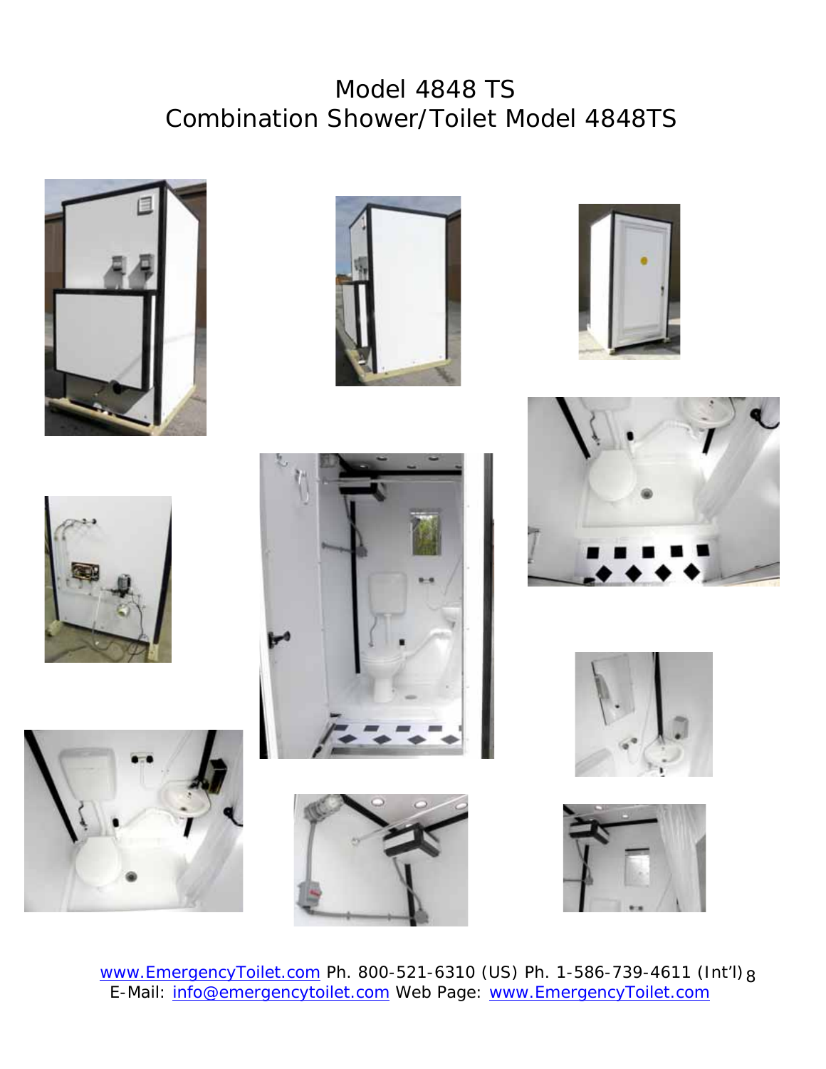# Model 4848 TS
## Combination Shower/Toilet Model 4848TS

www.EmergencyToilet.com Ph. 800-521-6310 (US) Ph. 1-586-739-4611 (Int'l)
E-Mail: info@emergencytoilet.com Web Page: www.EmergencyToilet.com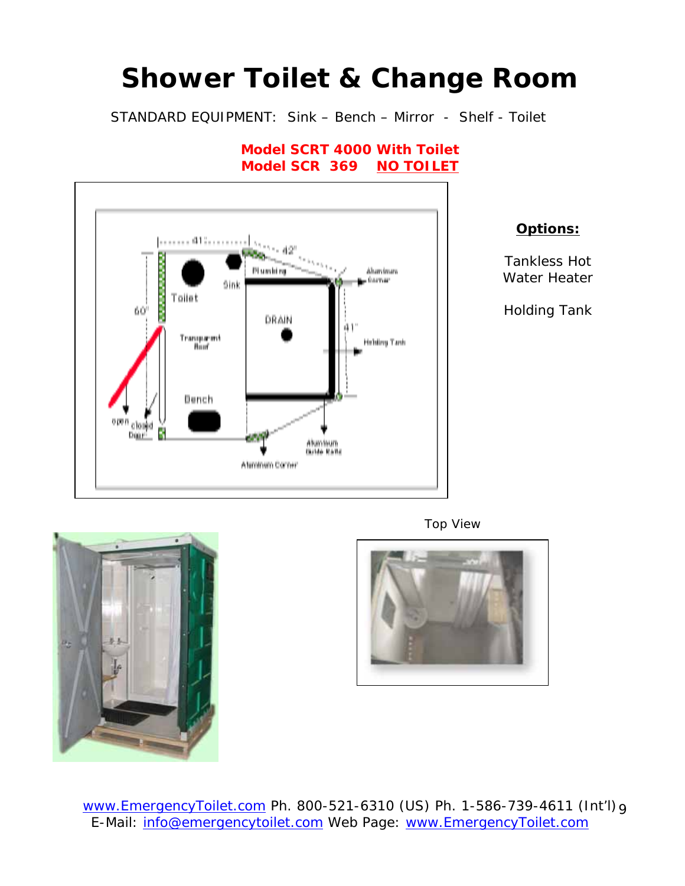# Shower Toilet & Change Room

STANDARD EQUIPMENT: Sink – Bench – Mirror - Shelf - Toilet

**Model SCRT 4000 With Toilet**
**Model SCR 369 NO TOILET**

**Options:**

Tankless Hot Water Heater

Holding Tank

Top View

www.EmergencyToilet.com Ph. 800-521-6310 (US) Ph. 1-586-739-4611 (Int'l)
E-Mail: info@emergencytoilet.com Web Page: www.EmergencyToilet.com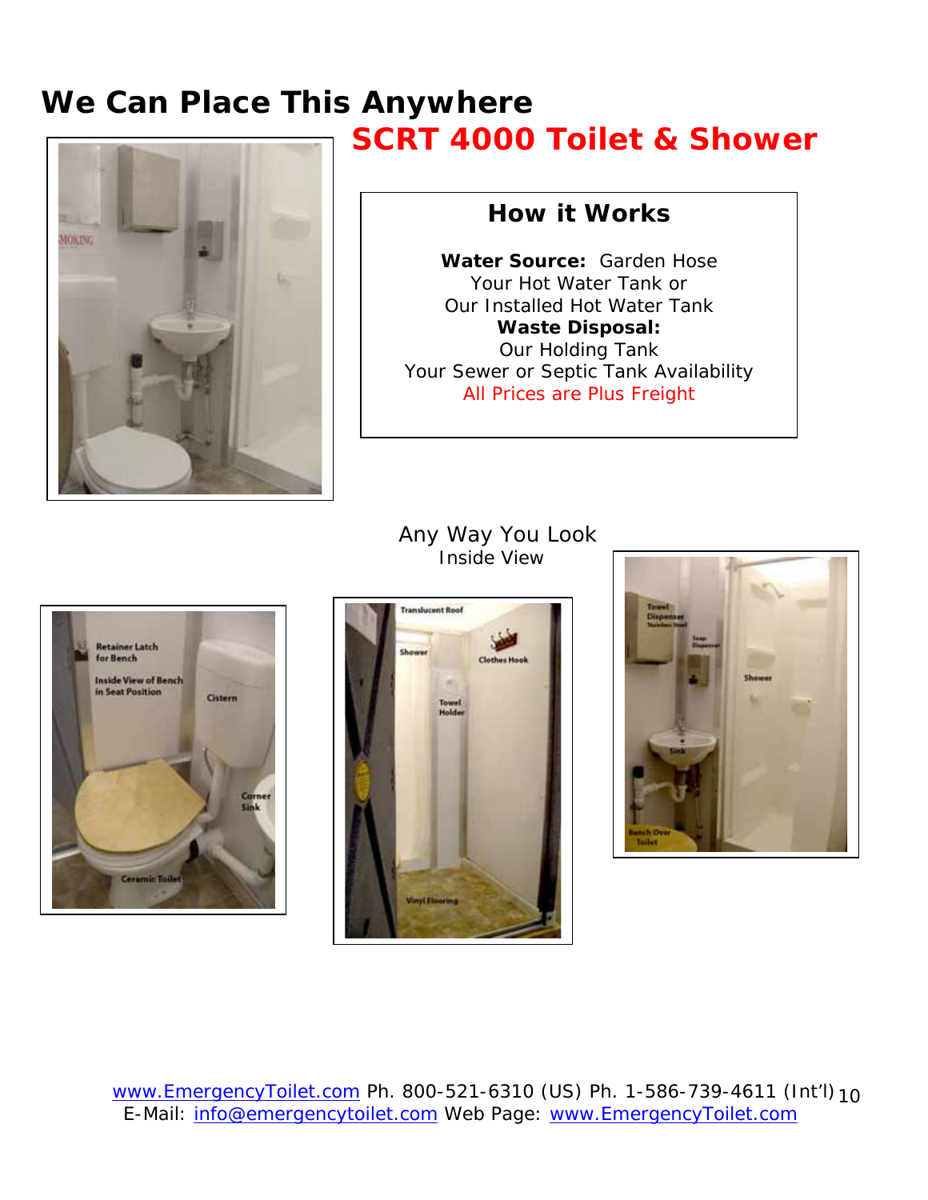# We Can Place This Anywhere

## SCRT 4000 Toilet & Shower

### How it Works

**Water Source:** Garden Hose
Your Hot Water Tank or
Our Installed Hot Water Tank
**Waste Disposal:**
Our Holding Tank
Your Sewer or Septic Tank Availability
All Prices are Plus Freight

Any Way You Look
Inside View

www.EmergencyToilet.com Ph. 800-521-6310 (US) Ph. 1-586-739-4611 (Int'l)
E-Mail: info@emergencytoilet.com Web Page: www.EmergencyToilet.com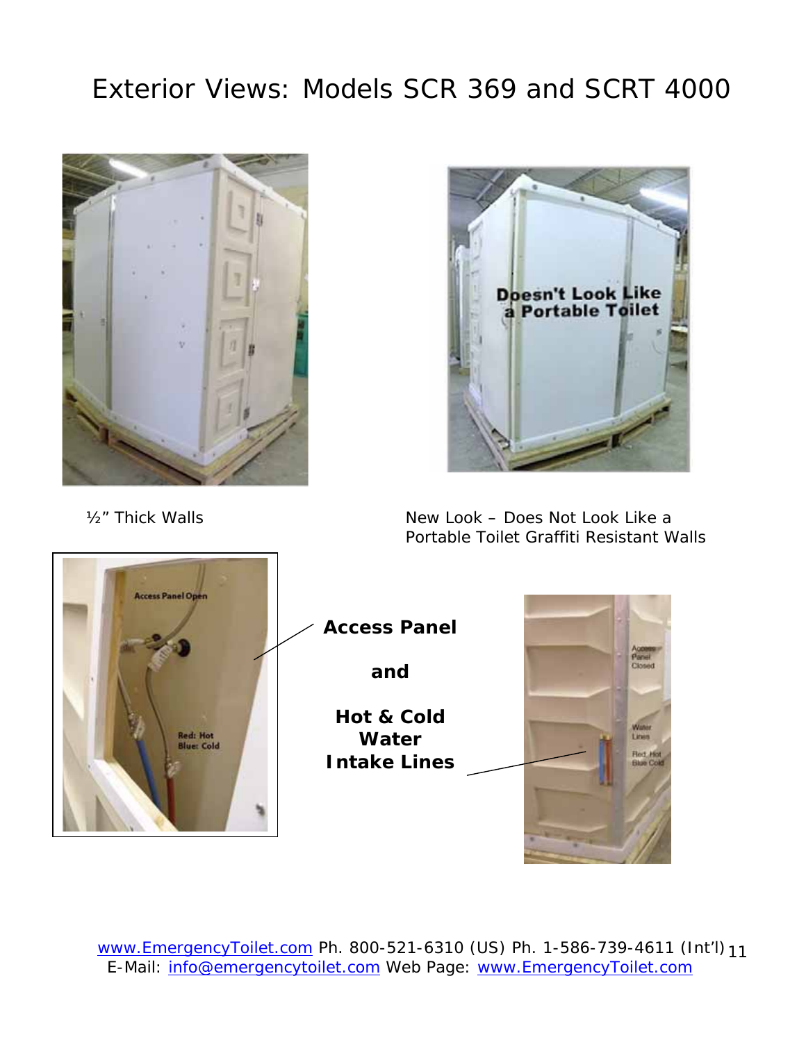# Exterior Views: Models SCR 369 and SCRT 4000

½" Thick Walls

New Look – Does Not Look Like a Portable Toilet Graffiti Resistant Walls

**Access Panel**

**and**

**Hot & Cold Water Intake Lines**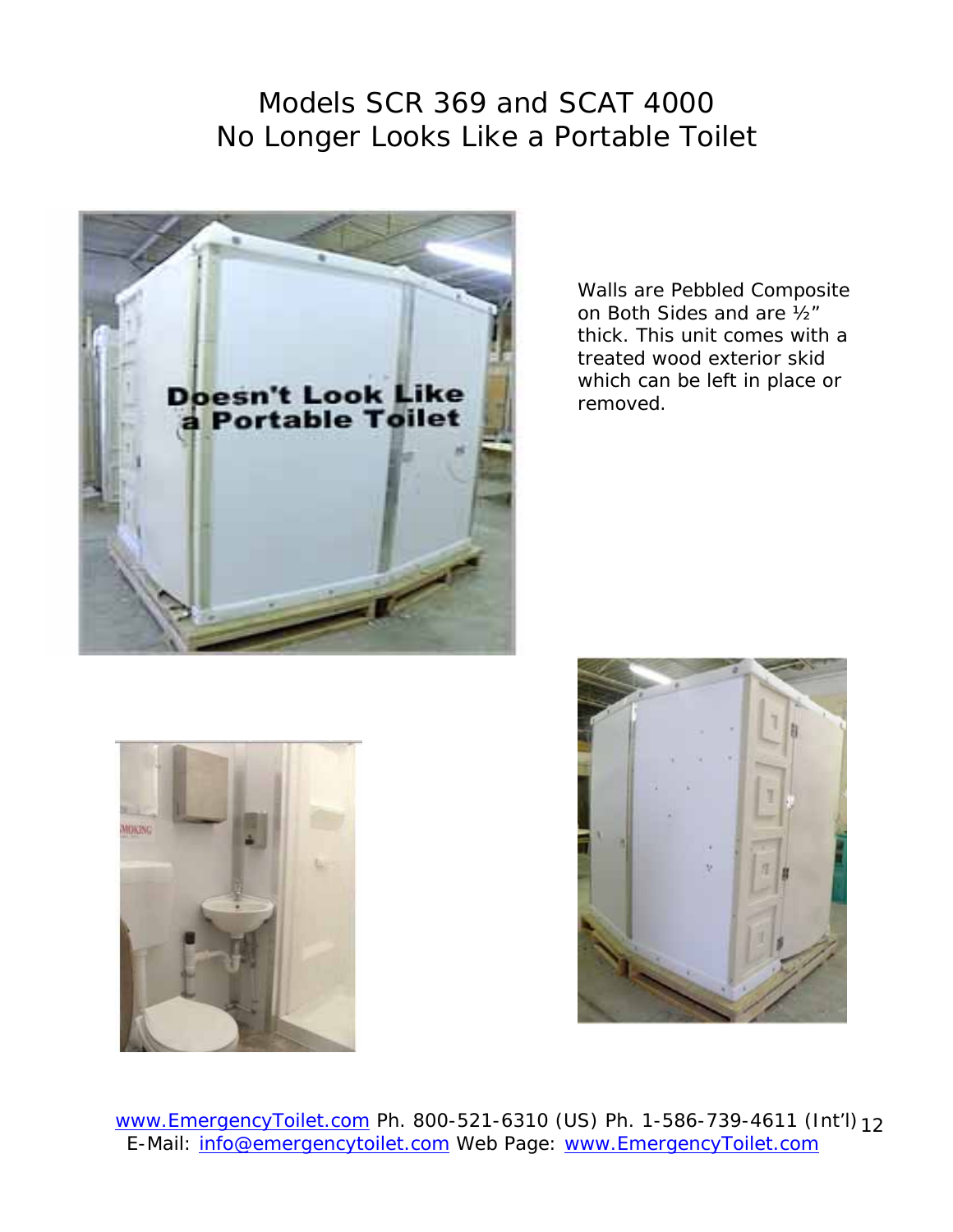# Models SCR 369 and SCAT 4000
# No Longer Looks Like a Portable Toilet

Walls are Pebbled Composite on Both Sides and are ½" thick. This unit comes with a treated wood exterior skid which can be left in place or removed.

www.EmergencyToilet.com Ph. 800-521-6310 (US) Ph. 1-586-739-4611 (Int'l)
E-Mail: info@emergencytoilet.com Web Page: www.EmergencyToilet.com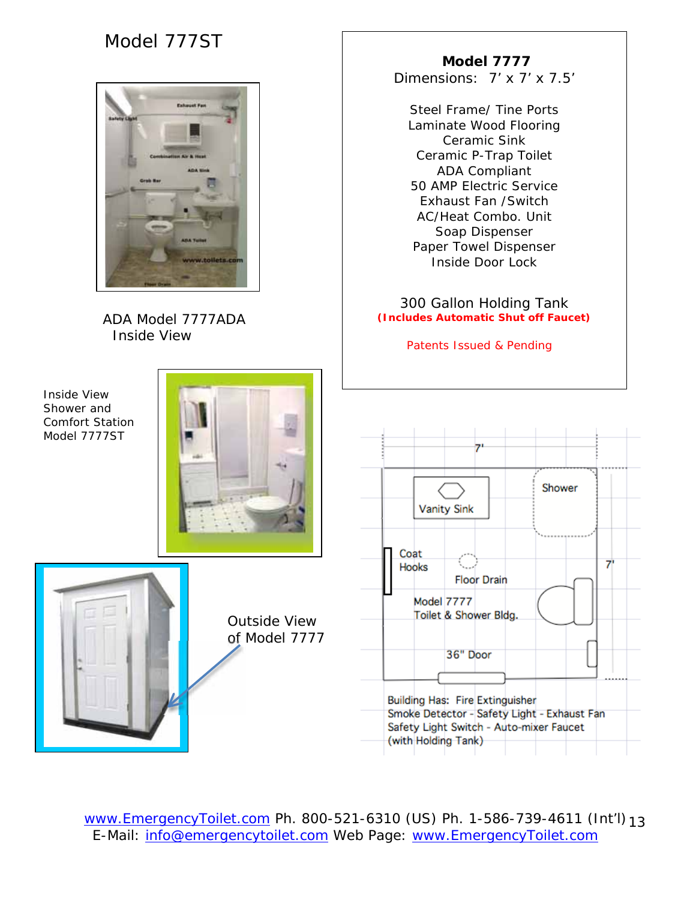# Model 777ST

ADA Model 7777ADA
Inside View

Inside View
Shower and
Comfort Station
Model 7777ST

Outside View
of Model 7777

**Model 7777**
Dimensions: 7' x 7' x 7.5'

Steel Frame/ Tine Ports
Laminate Wood Flooring
Ceramic Sink
Ceramic P-Trap Toilet
ADA Compliant
50 AMP Electric Service
Exhaust Fan /Switch
AC/Heat Combo. Unit
Soap Dispenser
Paper Towel Dispenser
Inside Door Lock

300 Gallon Holding Tank
**(Includes Automatic Shut off Faucet)**

Patents Issued & Pending

7'

Vanity Sink

Shower

Coat Hooks

Floor Drain

7'

Model 7777
Toilet & Shower Bldg.

36" Door

Building Has: Fire Extinguisher
Smoke Detector - Safety Light - Exhaust Fan
Safety Light Switch - Auto-mixer Faucet
(with Holding Tank)

www.EmergencyToilet.com Ph. 800-521-6310 (US) Ph. 1-586-739-4611 (Int'l)
E-Mail: info@emergencytoilet.com Web Page: www.EmergencyToilet.com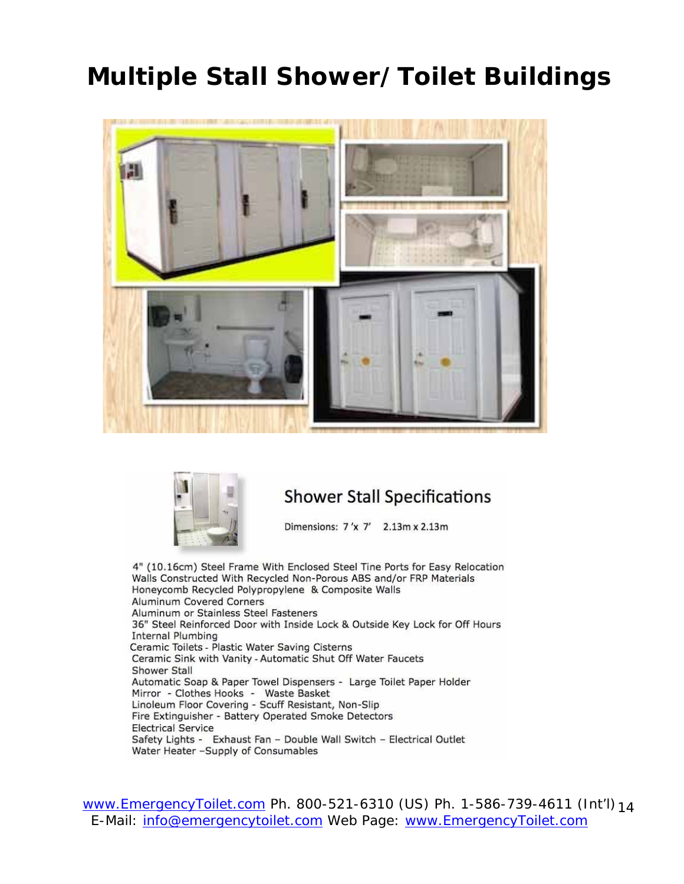# Multiple Stall Shower/Toilet Buildings

## Shower Stall Specifications

Dimensions: 7 'x 7' 2.13m x 2.13m

4" (10.16cm) Steel Frame With Enclosed Steel Tine Ports for Easy Relocation
Walls Constructed With Recycled Non-Porous ABS and/or FRP Materials
Honeycomb Recycled Polypropylene & Composite Walls
Aluminum Covered Corners
Aluminum or Stainless Steel Fasteners
36" Steel Reinforced Door with Inside Lock & Outside Key Lock for Off Hours
Internal Plumbing
Ceramic Toilets - Plastic Water Saving Cisterns
Ceramic Sink with Vanity - Automatic Shut Off Water Faucets
Shower Stall
Automatic Soap & Paper Towel Dispensers - Large Toilet Paper Holder
Mirror - Clothes Hooks - Waste Basket
Linoleum Floor Covering - Scuff Resistant, Non-Slip
Fire Extinguisher - Battery Operated Smoke Detectors
Electrical Service
Safety Lights - Exhaust Fan – Double Wall Switch – Electrical Outlet
Water Heater –Supply of Consumables

www.EmergencyToilet.com Ph. 800-521-6310 (US) Ph. 1-586-739-4611 (Int'l)
E-Mail: info@emergencytoilet.com Web Page: www.EmergencyToilet.com